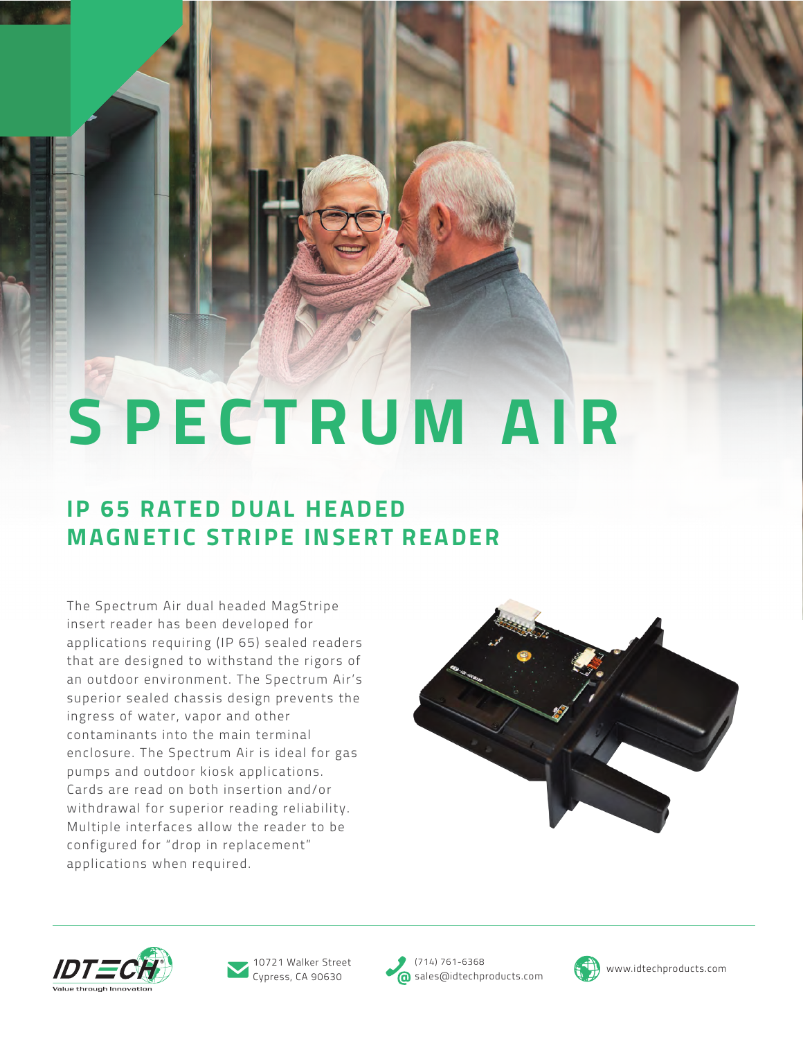# SPECTRUM AIR

## IP 65 RATED DUAL HEADED MAGNETIC STRIPE INSERT READER

The Spectrum Air dual headed MagStripe insert reader has been developed for applications requiring (IP 65) sealed readers that are designed to withstand the rigors of an outdoor environment. The Spectrum Air's superior sealed chassis design prevents the ingress of water, vapor and other contaminants into the main terminal enclosure. The Spectrum Air is ideal for gas pumps and outdoor kiosk applications. Cards are read on both insertion and/or withdrawal for superior reading reliability. Multiple interfaces allow the reader to be configured for "drop in replacement" applications when required.

IDTECH — Value through Innovation

10721 Walker Street
Cypress, CA 90630

(714) 761-6368
sales@idtechproducts.com

www.idtechproducts.com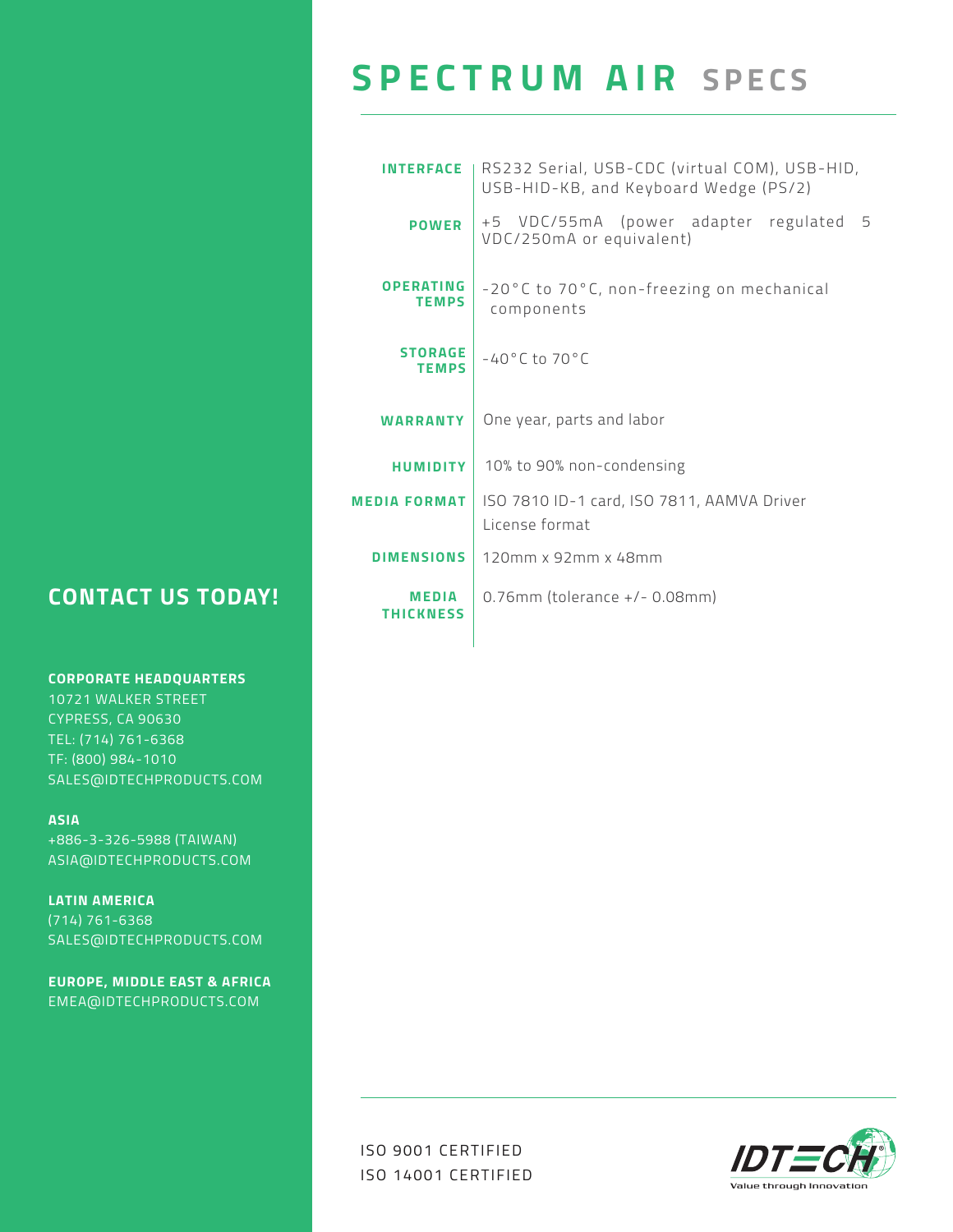# SPECTRUM AIR SPECS

| | |
|---|---|
| **INTERFACE** | RS232 Serial, USB-CDC (virtual COM), USB-HID, USB-HID-KB, and Keyboard Wedge (PS/2) |
| **POWER** | +5 VDC/55mA (power adapter regulated 5 VDC/250mA or equivalent) |
| **OPERATING TEMPS** | -20°C to 70°C, non-freezing on mechanical components |
| **STORAGE TEMPS** | -40°C to 70°C |
| **WARRANTY** | One year, parts and labor |
| **HUMIDITY** | 10% to 90% non-condensing |
| **MEDIA FORMAT** | ISO 7810 ID-1 card, ISO 7811, AAMVA Driver License format |
| **DIMENSIONS** | 120mm x 92mm x 48mm |
| **MEDIA THICKNESS** | 0.76mm (tolerance +/- 0.08mm) |

## CONTACT US TODAY!

**CORPORATE HEADQUARTERS**
10721 WALKER STREET
CYPRESS, CA 90630
TEL: (714) 761-6368
TF: (800) 984-1010
SALES@IDTECHPRODUCTS.COM

**ASIA**
+886-3-326-5988 (TAIWAN)
ASIA@IDTECHPRODUCTS.COM

**LATIN AMERICA**
(714) 761-6368
SALES@IDTECHPRODUCTS.COM

**EUROPE, MIDDLE EAST & AFRICA**
EMEA@IDTECHPRODUCTS.COM

ISO 9001 CERTIFIED
ISO 14001 CERTIFIED

IDTECH
Value through Innovation